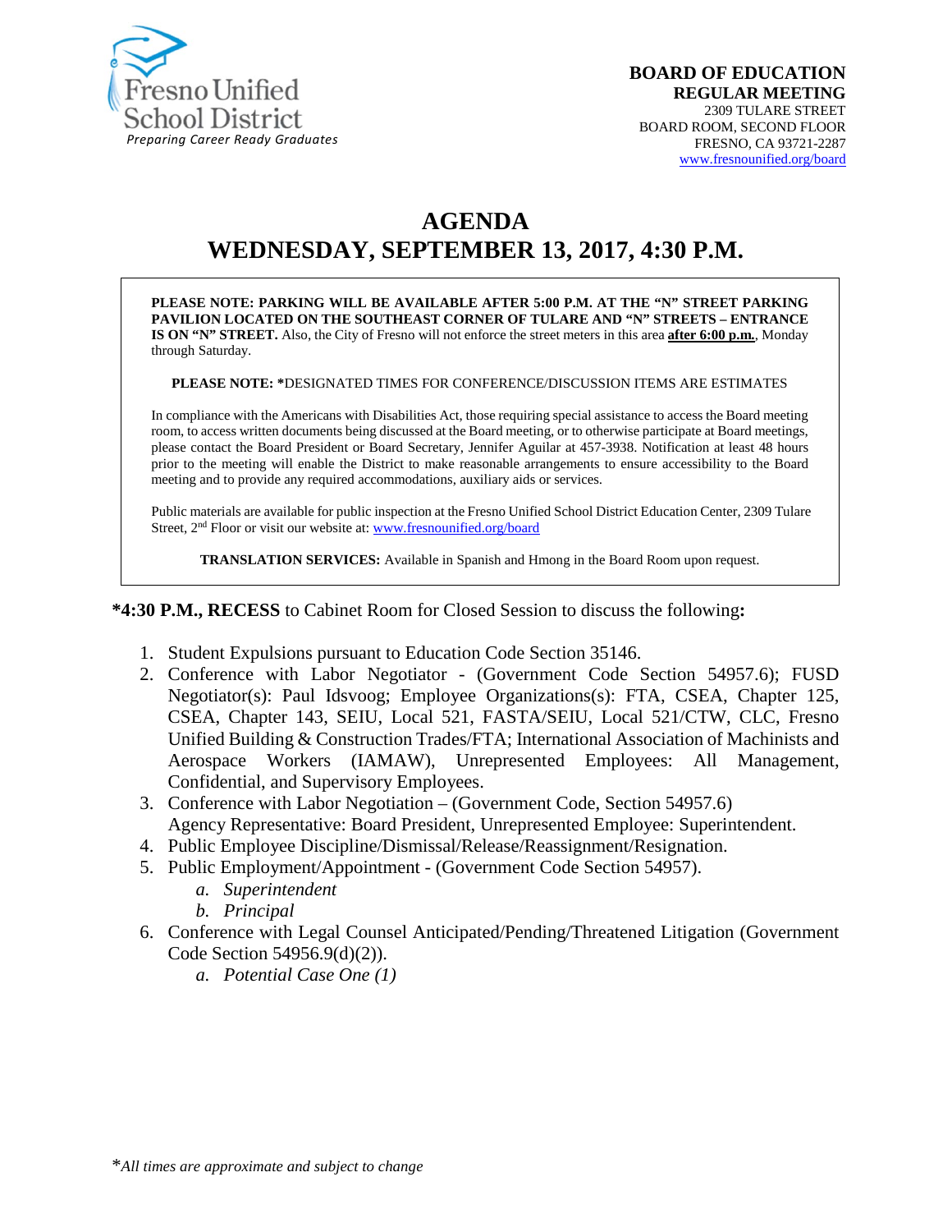Fresno Unified School District
*Preparing Career Ready Graduates*

**BOARD OF EDUCATION**
**REGULAR MEETING**
2309 TULARE STREET
BOARD ROOM, SECOND FLOOR
FRESNO, CA 93721-2287
www.fresnounified.org/board

# AGENDA
# WEDNESDAY, SEPTEMBER 13, 2017, 4:30 P.M.

**PLEASE NOTE: PARKING WILL BE AVAILABLE AFTER 5:00 P.M. AT THE "N" STREET PARKING PAVILION LOCATED ON THE SOUTHEAST CORNER OF TULARE AND "N" STREETS – ENTRANCE IS ON "N" STREET.** Also, the City of Fresno will not enforce the street meters in this area **after 6:00 p.m.**, Monday through Saturday.

**PLEASE NOTE: ***DESIGNATED TIMES FOR CONFERENCE/DISCUSSION ITEMS ARE ESTIMATES

In compliance with the Americans with Disabilities Act, those requiring special assistance to access the Board meeting room, to access written documents being discussed at the Board meeting, or to otherwise participate at Board meetings, please contact the Board President or Board Secretary, Jennifer Aguilar at 457-3938. Notification at least 48 hours prior to the meeting will enable the District to make reasonable arrangements to ensure accessibility to the Board meeting and to provide any required accommodations, auxiliary aids or services.

Public materials are available for public inspection at the Fresno Unified School District Education Center, 2309 Tulare Street, 2nd Floor or visit our website at: www.fresnounified.org/board

**TRANSLATION SERVICES:** Available in Spanish and Hmong in the Board Room upon request.

**\*4:30 P.M., RECESS** to Cabinet Room for Closed Session to discuss the following**:**

1. Student Expulsions pursuant to Education Code Section 35146.
2. Conference with Labor Negotiator - (Government Code Section 54957.6); FUSD Negotiator(s): Paul Idsvoog; Employee Organizations(s): FTA, CSEA, Chapter 125, CSEA, Chapter 143, SEIU, Local 521, FASTA/SEIU, Local 521/CTW, CLC, Fresno Unified Building & Construction Trades/FTA; International Association of Machinists and Aerospace Workers (IAMAW), Unrepresented Employees: All Management, Confidential, and Supervisory Employees.
3. Conference with Labor Negotiation – (Government Code, Section 54957.6) Agency Representative: Board President, Unrepresented Employee: Superintendent.
4. Public Employee Discipline/Dismissal/Release/Reassignment/Resignation.
5. Public Employment/Appointment - (Government Code Section 54957).
   a. *Superintendent*
   b. *Principal*
6. Conference with Legal Counsel Anticipated/Pending/Threatened Litigation (Government Code Section 54956.9(d)(2)).
   a. *Potential Case One (1)*

\**All times are approximate and subject to change*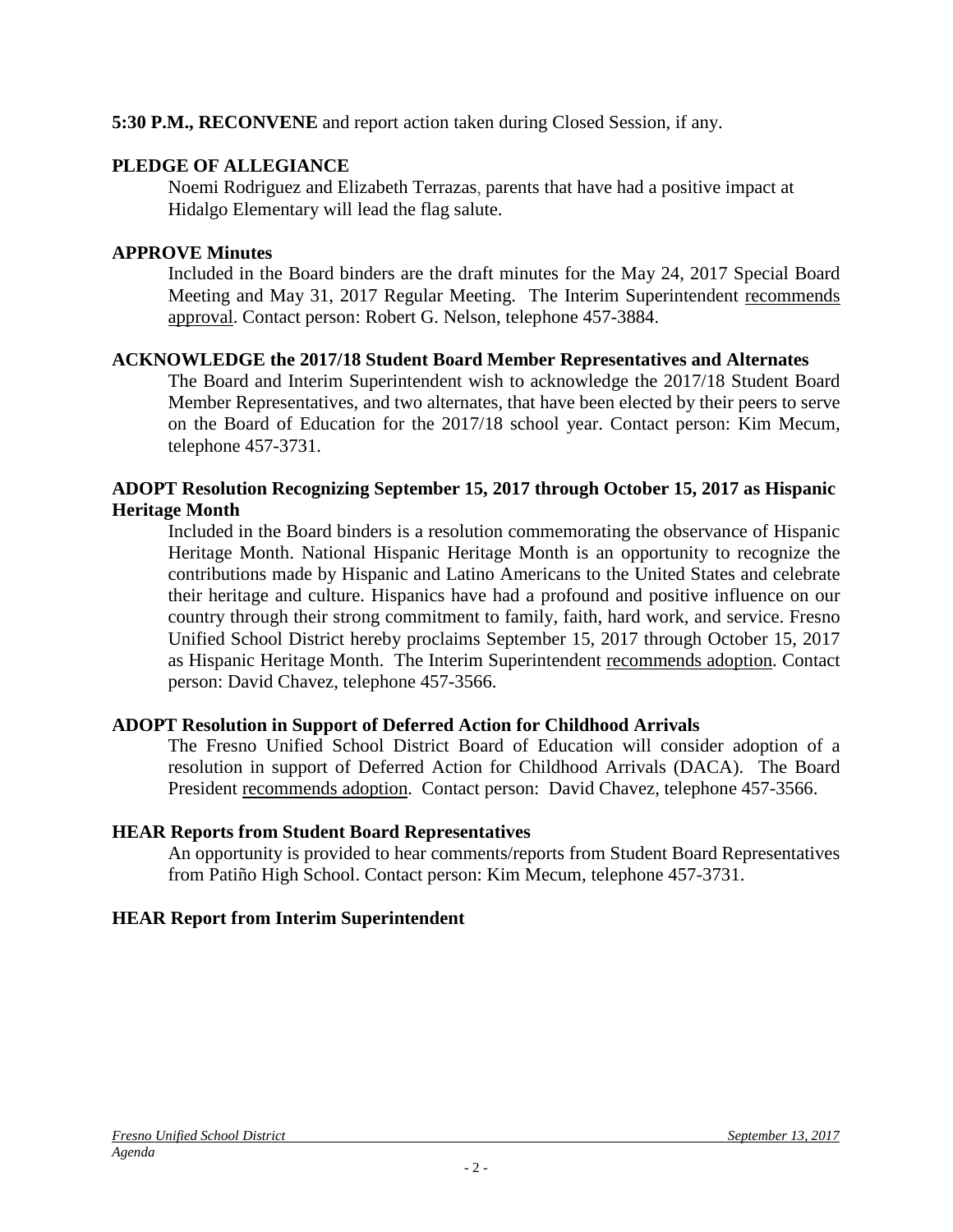**5:30 P.M., RECONVENE** and report action taken during Closed Session, if any.

**PLEDGE OF ALLEGIANCE**

Noemi Rodriguez and Elizabeth Terrazas, parents that have had a positive impact at Hidalgo Elementary will lead the flag salute.

**APPROVE Minutes**

Included in the Board binders are the draft minutes for the May 24, 2017 Special Board Meeting and May 31, 2017 Regular Meeting. The Interim Superintendent recommends approval. Contact person: Robert G. Nelson, telephone 457-3884.

**ACKNOWLEDGE the 2017/18 Student Board Member Representatives and Alternates**

The Board and Interim Superintendent wish to acknowledge the 2017/18 Student Board Member Representatives, and two alternates, that have been elected by their peers to serve on the Board of Education for the 2017/18 school year. Contact person: Kim Mecum, telephone 457-3731.

**ADOPT Resolution Recognizing September 15, 2017 through October 15, 2017 as Hispanic Heritage Month**

Included in the Board binders is a resolution commemorating the observance of Hispanic Heritage Month. National Hispanic Heritage Month is an opportunity to recognize the contributions made by Hispanic and Latino Americans to the United States and celebrate their heritage and culture. Hispanics have had a profound and positive influence on our country through their strong commitment to family, faith, hard work, and service. Fresno Unified School District hereby proclaims September 15, 2017 through October 15, 2017 as Hispanic Heritage Month. The Interim Superintendent recommends adoption. Contact person: David Chavez, telephone 457-3566.

**ADOPT Resolution in Support of Deferred Action for Childhood Arrivals**

The Fresno Unified School District Board of Education will consider adoption of a resolution in support of Deferred Action for Childhood Arrivals (DACA). The Board President recommends adoption. Contact person: David Chavez, telephone 457-3566.

**HEAR Reports from Student Board Representatives**

An opportunity is provided to hear comments/reports from Student Board Representatives from Patiño High School. Contact person: Kim Mecum, telephone 457-3731.

**HEAR Report from Interim Superintendent**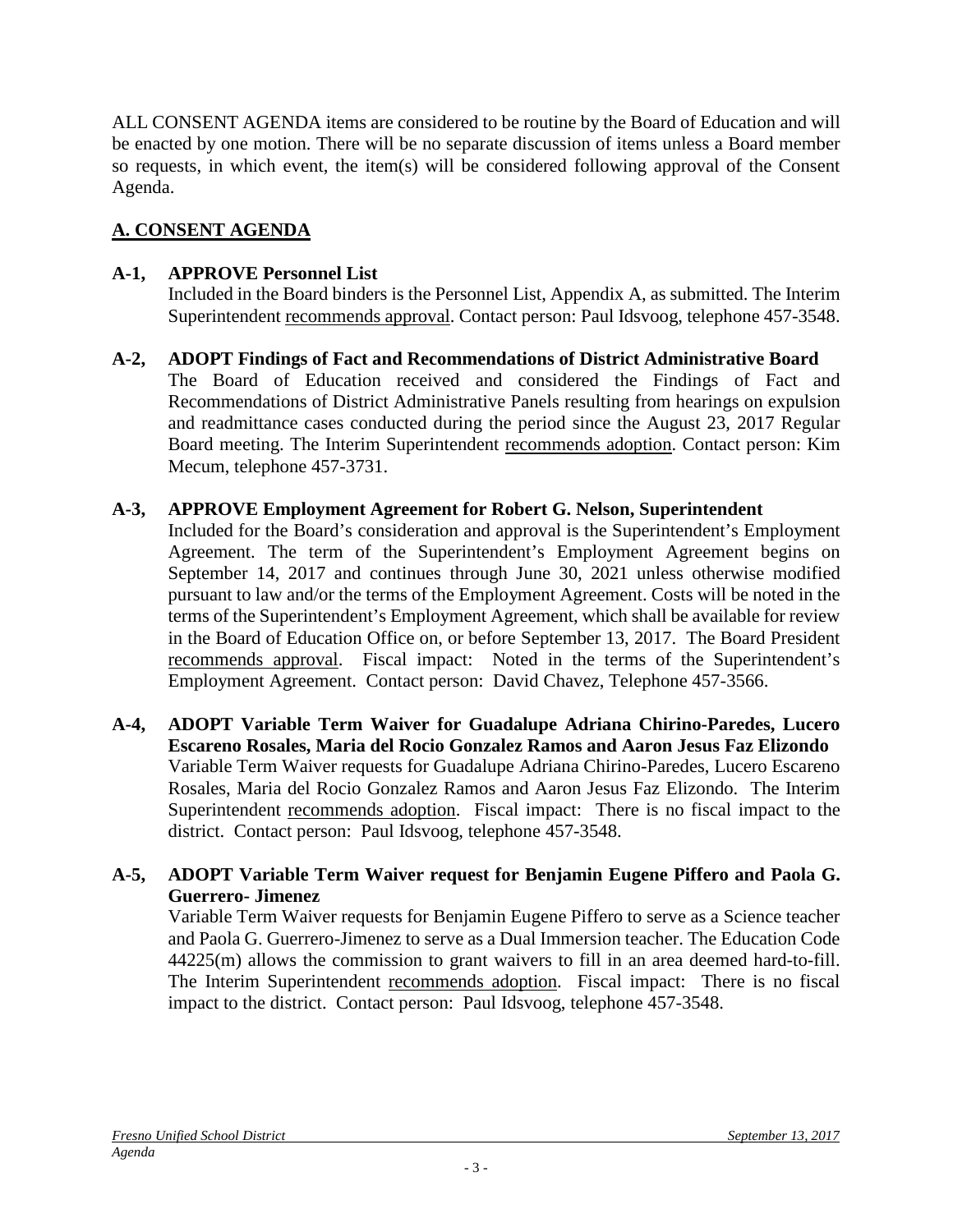ALL CONSENT AGENDA items are considered to be routine by the Board of Education and will be enacted by one motion. There will be no separate discussion of items unless a Board member so requests, in which event, the item(s) will be considered following approval of the Consent Agenda.

## A. CONSENT AGENDA

**A-1, APPROVE Personnel List**

Included in the Board binders is the Personnel List, Appendix A, as submitted. The Interim Superintendent recommends approval. Contact person: Paul Idsvoog, telephone 457-3548.

**A-2, ADOPT Findings of Fact and Recommendations of District Administrative Board**

The Board of Education received and considered the Findings of Fact and Recommendations of District Administrative Panels resulting from hearings on expulsion and readmittance cases conducted during the period since the August 23, 2017 Regular Board meeting. The Interim Superintendent recommends adoption. Contact person: Kim Mecum, telephone 457-3731.

**A-3, APPROVE Employment Agreement for Robert G. Nelson, Superintendent**

Included for the Board's consideration and approval is the Superintendent's Employment Agreement. The term of the Superintendent's Employment Agreement begins on September 14, 2017 and continues through June 30, 2021 unless otherwise modified pursuant to law and/or the terms of the Employment Agreement. Costs will be noted in the terms of the Superintendent's Employment Agreement, which shall be available for review in the Board of Education Office on, or before September 13, 2017. The Board President recommends approval. Fiscal impact: Noted in the terms of the Superintendent's Employment Agreement. Contact person: David Chavez, Telephone 457-3566.

**A-4, ADOPT Variable Term Waiver for Guadalupe Adriana Chirino-Paredes, Lucero Escareno Rosales, Maria del Rocio Gonzalez Ramos and Aaron Jesus Faz Elizondo**

Variable Term Waiver requests for Guadalupe Adriana Chirino-Paredes, Lucero Escareno Rosales, Maria del Rocio Gonzalez Ramos and Aaron Jesus Faz Elizondo. The Interim Superintendent recommends adoption. Fiscal impact: There is no fiscal impact to the district. Contact person: Paul Idsvoog, telephone 457-3548.

**A-5, ADOPT Variable Term Waiver request for Benjamin Eugene Piffero and Paola G. Guerrero- Jimenez**

Variable Term Waiver requests for Benjamin Eugene Piffero to serve as a Science teacher and Paola G. Guerrero-Jimenez to serve as a Dual Immersion teacher. The Education Code 44225(m) allows the commission to grant waivers to fill in an area deemed hard-to-fill. The Interim Superintendent recommends adoption. Fiscal impact: There is no fiscal impact to the district. Contact person: Paul Idsvoog, telephone 457-3548.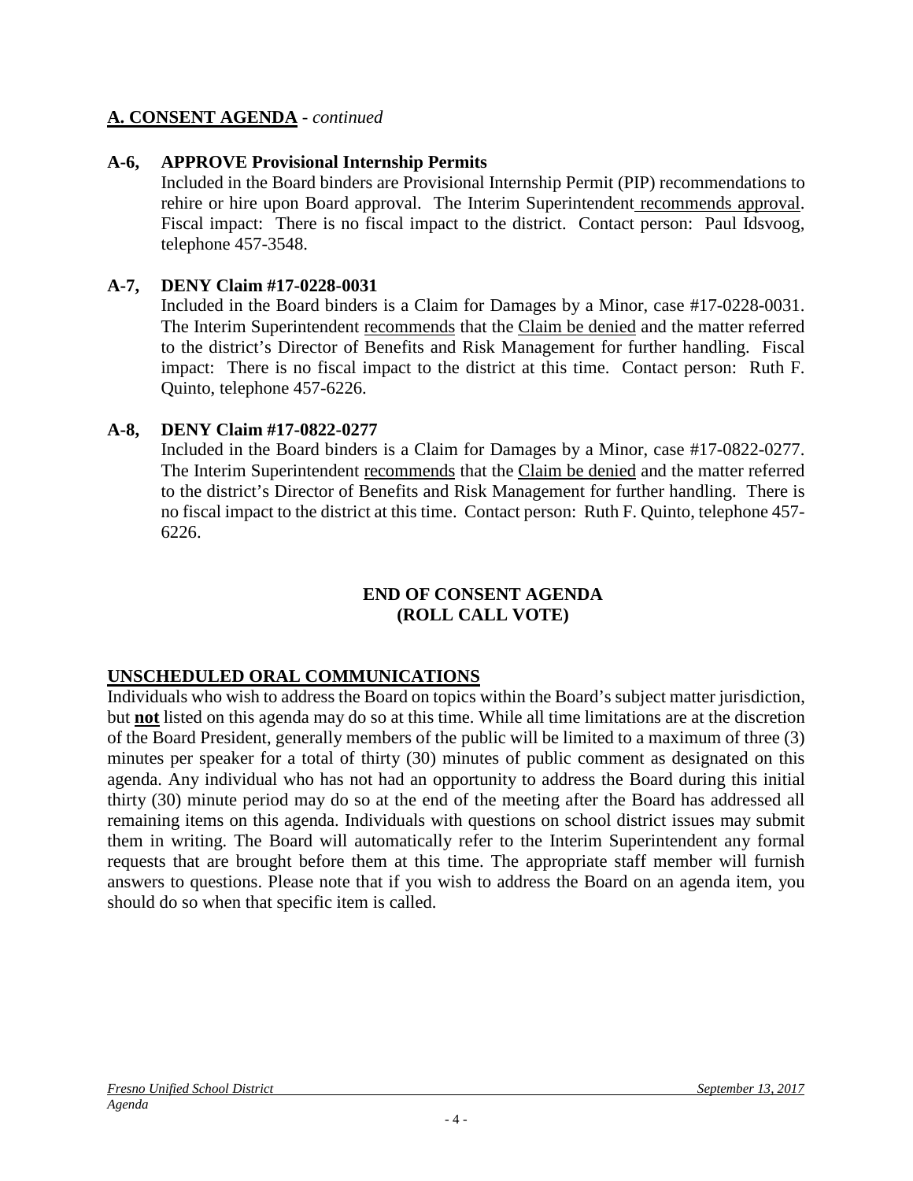## A. CONSENT AGENDA - *continued*

**A-6, APPROVE Provisional Internship Permits**

Included in the Board binders are Provisional Internship Permit (PIP) recommendations to rehire or hire upon Board approval. The Interim Superintendent recommends approval. Fiscal impact: There is no fiscal impact to the district. Contact person: Paul Idsvoog, telephone 457-3548.

**A-7, DENY Claim #17-0228-0031**

Included in the Board binders is a Claim for Damages by a Minor, case #17-0228-0031. The Interim Superintendent recommends that the Claim be denied and the matter referred to the district's Director of Benefits and Risk Management for further handling. Fiscal impact: There is no fiscal impact to the district at this time. Contact person: Ruth F. Quinto, telephone 457-6226.

**A-8, DENY Claim #17-0822-0277**

Included in the Board binders is a Claim for Damages by a Minor, case #17-0822-0277. The Interim Superintendent recommends that the Claim be denied and the matter referred to the district's Director of Benefits and Risk Management for further handling. There is no fiscal impact to the district at this time. Contact person: Ruth F. Quinto, telephone 457-6226.

**END OF CONSENT AGENDA**
**(ROLL CALL VOTE)**

## UNSCHEDULED ORAL COMMUNICATIONS

Individuals who wish to address the Board on topics within the Board's subject matter jurisdiction, but **not** listed on this agenda may do so at this time. While all time limitations are at the discretion of the Board President, generally members of the public will be limited to a maximum of three (3) minutes per speaker for a total of thirty (30) minutes of public comment as designated on this agenda. Any individual who has not had an opportunity to address the Board during this initial thirty (30) minute period may do so at the end of the meeting after the Board has addressed all remaining items on this agenda. Individuals with questions on school district issues may submit them in writing. The Board will automatically refer to the Interim Superintendent any formal requests that are brought before them at this time. The appropriate staff member will furnish answers to questions. Please note that if you wish to address the Board on an agenda item, you should do so when that specific item is called.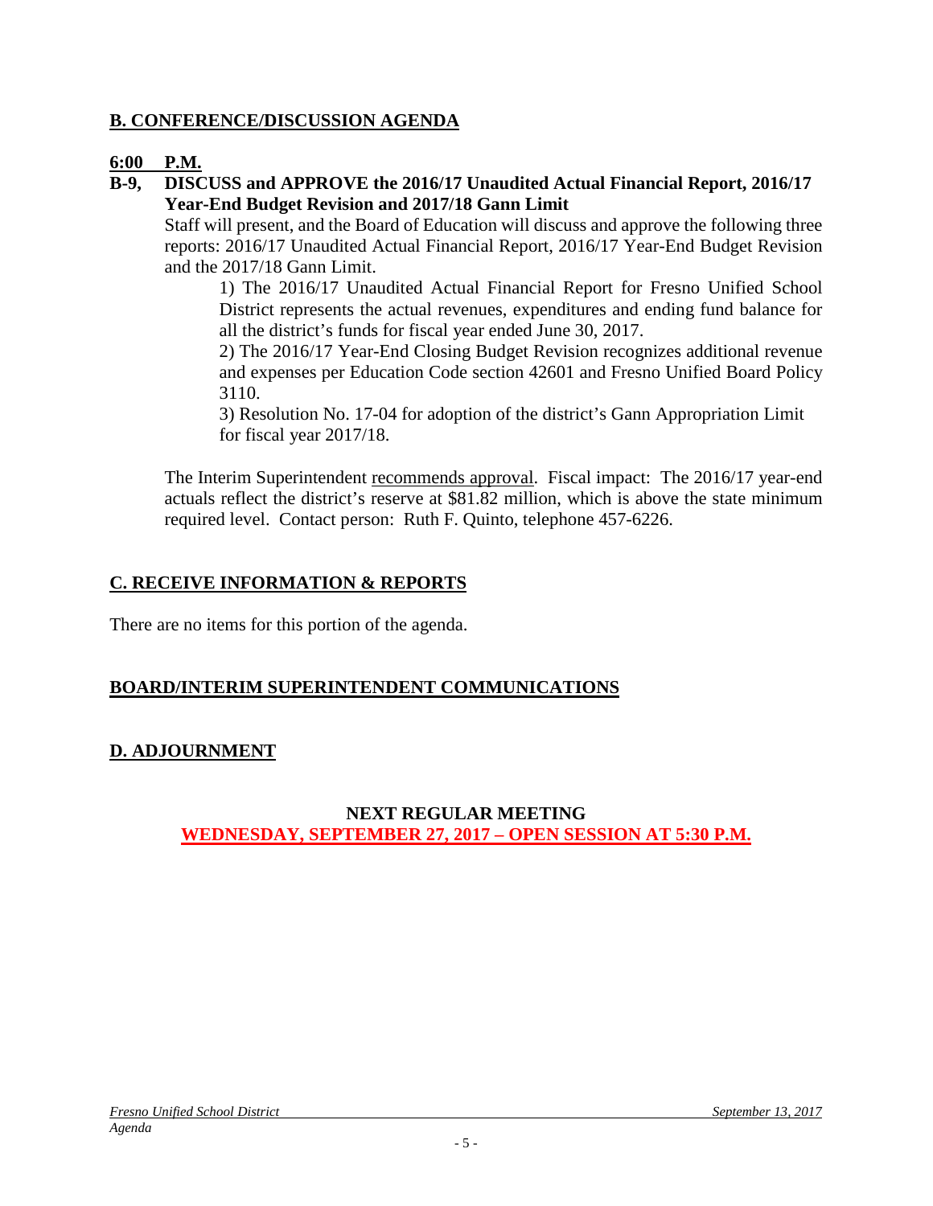## B. CONFERENCE/DISCUSSION AGENDA

**6:00 P.M.**

**B-9, DISCUSS and APPROVE the 2016/17 Unaudited Actual Financial Report, 2016/17 Year-End Budget Revision and 2017/18 Gann Limit**

Staff will present, and the Board of Education will discuss and approve the following three reports: 2016/17 Unaudited Actual Financial Report, 2016/17 Year-End Budget Revision and the 2017/18 Gann Limit.

1) The 2016/17 Unaudited Actual Financial Report for Fresno Unified School District represents the actual revenues, expenditures and ending fund balance for all the district's funds for fiscal year ended June 30, 2017.

2) The 2016/17 Year-End Closing Budget Revision recognizes additional revenue and expenses per Education Code section 42601 and Fresno Unified Board Policy 3110.

3) Resolution No. 17-04 for adoption of the district's Gann Appropriation Limit for fiscal year 2017/18.

The Interim Superintendent recommends approval. Fiscal impact: The 2016/17 year-end actuals reflect the district's reserve at $81.82 million, which is above the state minimum required level. Contact person: Ruth F. Quinto, telephone 457-6226.

## C. RECEIVE INFORMATION & REPORTS

There are no items for this portion of the agenda.

## BOARD/INTERIM SUPERINTENDENT COMMUNICATIONS

## D. ADJOURNMENT

**NEXT REGULAR MEETING**
**WEDNESDAY, SEPTEMBER 27, 2017 – OPEN SESSION AT 5:30 P.M.**